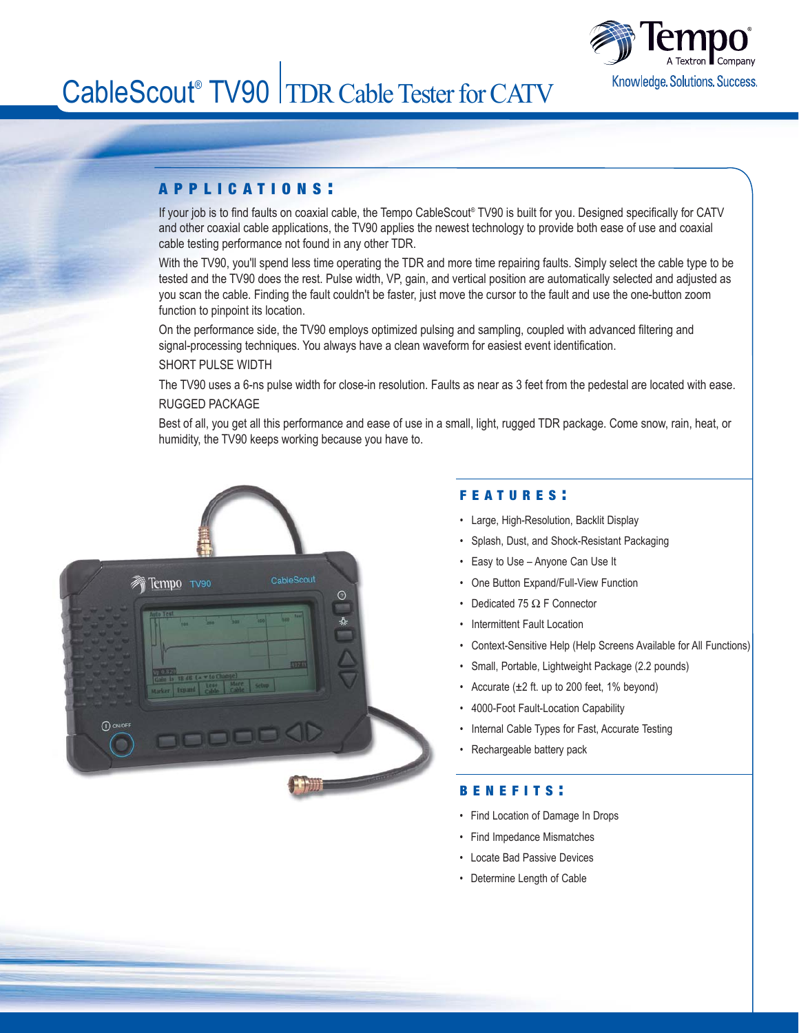# CableScout® TV90 | TDR Cable Tester for CATV

Tempo
A Textron Company
Knowledge. Solutions. Success.

## APPLICATIONS:

If your job is to find faults on coaxial cable, the Tempo CableScout® TV90 is built for you. Designed specifically for CATV and other coaxial cable applications, the TV90 applies the newest technology to provide both ease of use and coaxial cable testing performance not found in any other TDR.

With the TV90, you'll spend less time operating the TDR and more time repairing faults. Simply select the cable type to be tested and the TV90 does the rest. Pulse width, VP, gain, and vertical position are automatically selected and adjusted as you scan the cable. Finding the fault couldn't be faster, just move the cursor to the fault and use the one-button zoom function to pinpoint its location.

On the performance side, the TV90 employs optimized pulsing and sampling, coupled with advanced filtering and signal-processing techniques. You always have a clean waveform for easiest event identification.

SHORT PULSE WIDTH

The TV90 uses a 6-ns pulse width for close-in resolution. Faults as near as 3 feet from the pedestal are located with ease.

RUGGED PACKAGE

Best of all, you get all this performance and ease of use in a small, light, rugged TDR package. Come snow, rain, heat, or humidity, the TV90 keeps working because you have to.

## FEATURES:

- Large, High-Resolution, Backlit Display
- Splash, Dust, and Shock-Resistant Packaging
- Easy to Use – Anyone Can Use It
- One Button Expand/Full-View Function
- Dedicated 75 Ω F Connector
- Intermittent Fault Location
- Context-Sensitive Help (Help Screens Available for All Functions)
- Small, Portable, Lightweight Package (2.2 pounds)
- Accurate (±2 ft. up to 200 feet, 1% beyond)
- 4000-Foot Fault-Location Capability
- Internal Cable Types for Fast, Accurate Testing
- Rechargeable battery pack

## BENEFITS:

- Find Location of Damage In Drops
- Find Impedance Mismatches
- Locate Bad Passive Devices
- Determine Length of Cable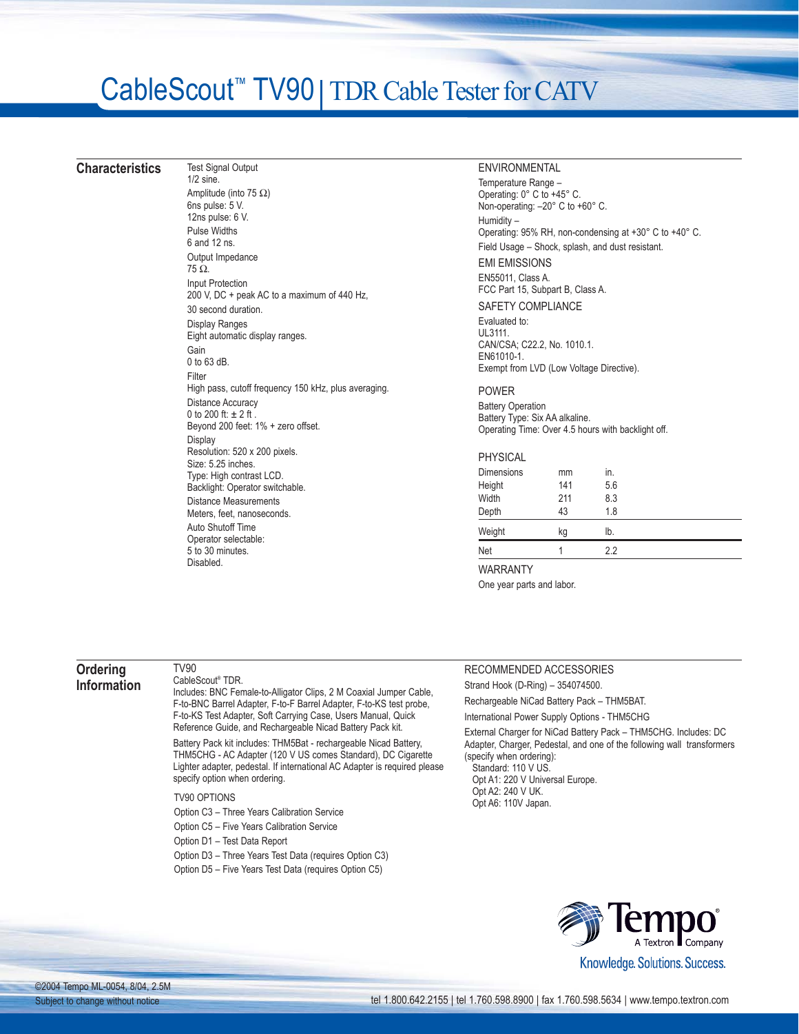# CableScout™ TV90 | TDR Cable Tester for CATV

## Characteristics

Test Signal Output
1/2 sine.

Amplitude (into 75 Ω)
6ns pulse: 5 V.
12ns pulse: 6 V.

Pulse Widths
6 and 12 ns.

Output Impedance
75 Ω.

Input Protection
200 V, DC + peak AC to a maximum of 440 Hz,
30 second duration.

Display Ranges
Eight automatic display ranges.

Gain
0 to 63 dB.

Filter
High pass, cutoff frequency 150 kHz, plus averaging.

Distance Accuracy
0 to 200 ft: ± 2 ft .
Beyond 200 feet: 1% + zero offset.

Display
Resolution: 520 x 200 pixels.
Size: 5.25 inches.
Type: High contrast LCD.
Backlight: Operator switchable.

Distance Measurements
Meters, feet, nanoseconds.

Auto Shutoff Time
Operator selectable:
5 to 30 minutes.
Disabled.

### ENVIRONMENTAL

Temperature Range –
Operating: 0° C to +45° C.
Non-operating: –20° C to +60° C.

Humidity –
Operating: 95% RH, non-condensing at +30° C to +40° C.

Field Usage – Shock, splash, and dust resistant.

### EMI EMISSIONS

EN55011, Class A.
FCC Part 15, Subpart B, Class A.

### SAFETY COMPLIANCE

Evaluated to:
UL3111.
CAN/CSA; C22.2, No. 1010.1.
EN61010-1.
Exempt from LVD (Low Voltage Directive).

### POWER

Battery Operation
Battery Type: Six AA alkaline.
Operating Time: Over 4.5 hours with backlight off.

### PHYSICAL

| Dimensions | mm | in. |
|---|---|---|
| Height | 141 | 5.6 |
| Width | 211 | 8.3 |
| Depth | 43 | 1.8 |
| Weight | kg | lb. |
| Net | 1 | 2.2 |

### WARRANTY

One year parts and labor.

## Ordering Information

TV90
CableScout® TDR.
Includes: BNC Female-to-Alligator Clips, 2 M Coaxial Jumper Cable, F-to-BNC Barrel Adapter, F-to-F Barrel Adapter, F-to-KS test probe, F-to-KS Test Adapter, Soft Carrying Case, Users Manual, Quick Reference Guide, and Rechargeable Nicad Battery Pack kit.

Battery Pack kit includes: THM5Bat - rechargeable Nicad Battery, THM5CHG - AC Adapter (120 V US comes Standard), DC Cigarette Lighter adapter, pedestal. If international AC Adapter is required please specify option when ordering.

### TV90 OPTIONS

Option C3 – Three Years Calibration Service

Option C5 – Five Years Calibration Service

Option D1 – Test Data Report

Option D3 – Three Years Test Data (requires Option C3)

Option D5 – Five Years Test Data (requires Option C5)

### RECOMMENDED ACCESSORIES

Strand Hook (D-Ring) – 354074500.

Rechargeable NiCad Battery Pack – THM5BAT.

International Power Supply Options - THM5CHG

External Charger for NiCad Battery Pack – THM5CHG. Includes: DC Adapter, Charger, Pedestal, and one of the following wall transformers (specify when ordering):
Standard: 110 V US.
Opt A1: 220 V Universal Europe.
Opt A2: 240 V UK.
Opt A6: 110V Japan.

Tempo® A Textron Company
Knowledge. Solutions. Success.

©2004 Tempo ML-0054, 8/04, 2.5M
Subject to change without notice

tel 1.800.642.2155 | tel 1.760.598.8900 | fax 1.760.598.5634 | www.tempo.textron.com